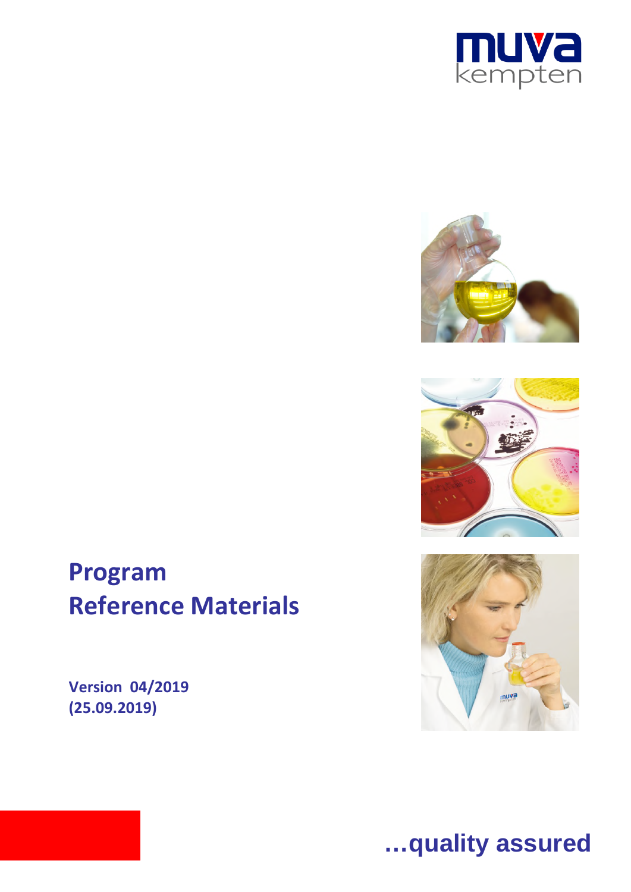muva kempten

# Program Reference Materials

**Version 04/2019 (25.09.2019)**

**…quality assured**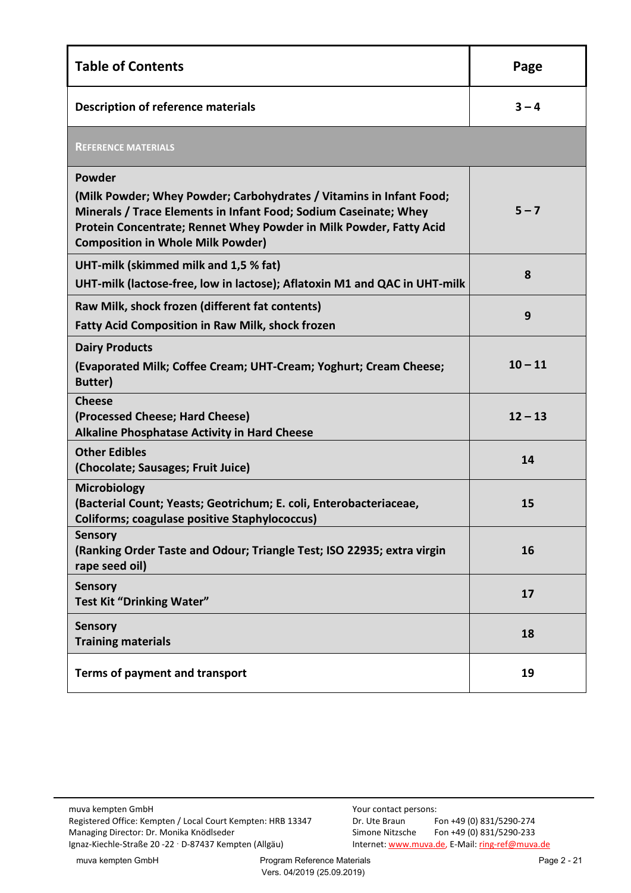| Table of Contents | Page |
|---|---|
| **Description of reference materials** | **3 – 4** |
| **REFERENCE MATERIALS** | |
| **Powder**<br>**(Milk Powder; Whey Powder; Carbohydrates / Vitamins in Infant Food; Minerals / Trace Elements in Infant Food; Sodium Caseinate; Whey Protein Concentrate; Rennet Whey Powder in Milk Powder, Fatty Acid Composition in Whole Milk Powder)** | **5 – 7** |
| **UHT-milk (skimmed milk and 1,5 % fat)**<br>**UHT-milk (lactose-free, low in lactose); Aflatoxin M1 and QAC in UHT-milk** | **8** |
| **Raw Milk, shock frozen (different fat contents)**<br>**Fatty Acid Composition in Raw Milk, shock frozen** | **9** |
| **Dairy Products**<br>**(Evaporated Milk; Coffee Cream; UHT-Cream; Yoghurt; Cream Cheese; Butter)** | **10 – 11** |
| **Cheese**<br>**(Processed Cheese; Hard Cheese)**<br>**Alkaline Phosphatase Activity in Hard Cheese** | **12 – 13** |
| **Other Edibles**<br>**(Chocolate; Sausages; Fruit Juice)** | **14** |
| **Microbiology**<br>**(Bacterial Count; Yeasts; Geotrichum; E. coli, Enterobacteriaceae, Coliforms; coagulase positive Staphylococcus)** | **15** |
| **Sensory**<br>**(Ranking Order Taste and Odour; Triangle Test; ISO 22935; extra virgin rape seed oil)** | **16** |
| **Sensory**<br>**Test Kit "Drinking Water"** | **17** |
| **Sensory**<br>**Training materials** | **18** |
| **Terms of payment and transport** | **19** |

muva kempten GmbH
Registered Office: Kempten / Local Court Kempten: HRB 13347
Managing Director: Dr. Monika Knödlseder
Ignaz-Kiechle-Straße 20 -22 · D-87437 Kempten (Allgäu)

Your contact persons:
Dr. Ute Braun Fon +49 (0) 831/5290-274
Simone Nitzsche Fon +49 (0) 831/5290-233
Internet: www.muva.de, E-Mail: ring-ref@muva.de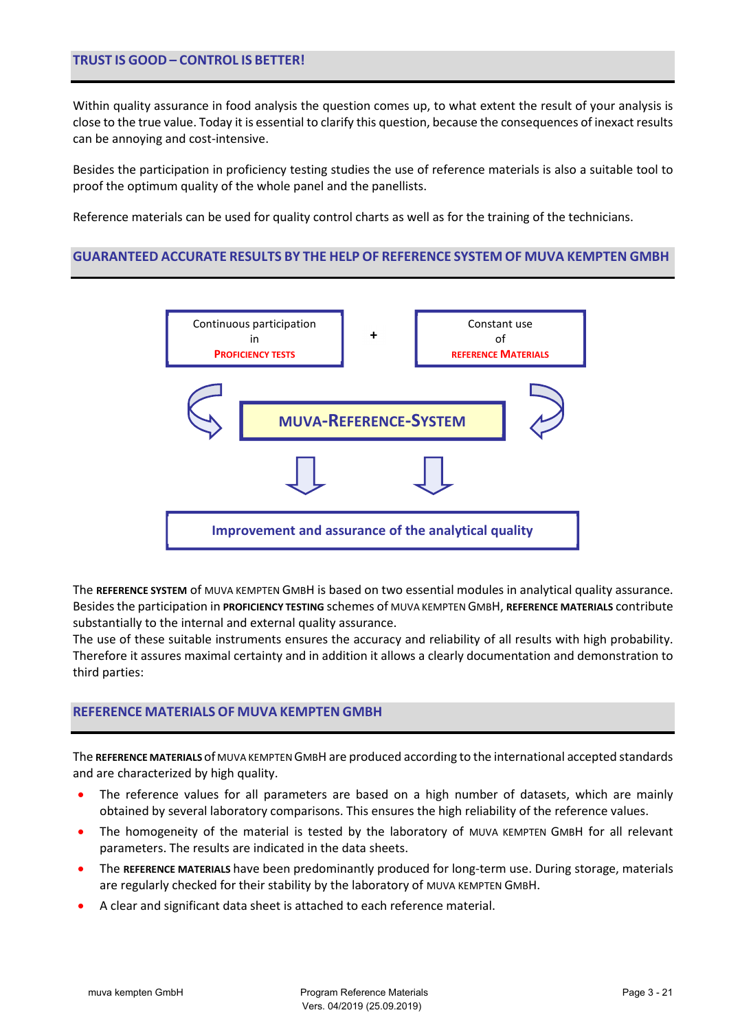## TRUST IS GOOD – CONTROL IS BETTER!

Within quality assurance in food analysis the question comes up, to what extent the result of your analysis is close to the true value. Today it is essential to clarify this question, because the consequences of inexact results can be annoying and cost-intensive.

Besides the participation in proficiency testing studies the use of reference materials is also a suitable tool to proof the optimum quality of the whole panel and the panellists.

Reference materials can be used for quality control charts as well as for the training of the technicians.

## GUARANTEED ACCURATE RESULTS BY THE HELP OF REFERENCE SYSTEM OF MUVA KEMPTEN GMBH

Continuous participation in **PROFICIENCY TESTS**

+

Constant use of **REFERENCE MATERIALS**

**MUVA-REFERENCE-SYSTEM**

**Improvement and assurance of the analytical quality**

The **REFERENCE SYSTEM** of MUVA KEMPTEN GMBH is based on two essential modules in analytical quality assurance. Besides the participation in **PROFICIENCY TESTING** schemes of MUVA KEMPTEN GMBH, **REFERENCE MATERIALS** contribute substantially to the internal and external quality assurance.
The use of these suitable instruments ensures the accuracy and reliability of all results with high probability. Therefore it assures maximal certainty and in addition it allows a clearly documentation and demonstration to third parties:

## REFERENCE MATERIALS OF MUVA KEMPTEN GMBH

The **REFERENCE MATERIALS** of MUVA KEMPTEN GMBH are produced according to the international accepted standards and are characterized by high quality.

- The reference values for all parameters are based on a high number of datasets, which are mainly obtained by several laboratory comparisons. This ensures the high reliability of the reference values.
- The homogeneity of the material is tested by the laboratory of MUVA KEMPTEN GMBH for all relevant parameters. The results are indicated in the data sheets.
- The **REFERENCE MATERIALS** have been predominantly produced for long-term use. During storage, materials are regularly checked for their stability by the laboratory of MUVA KEMPTEN GMBH.
- A clear and significant data sheet is attached to each reference material.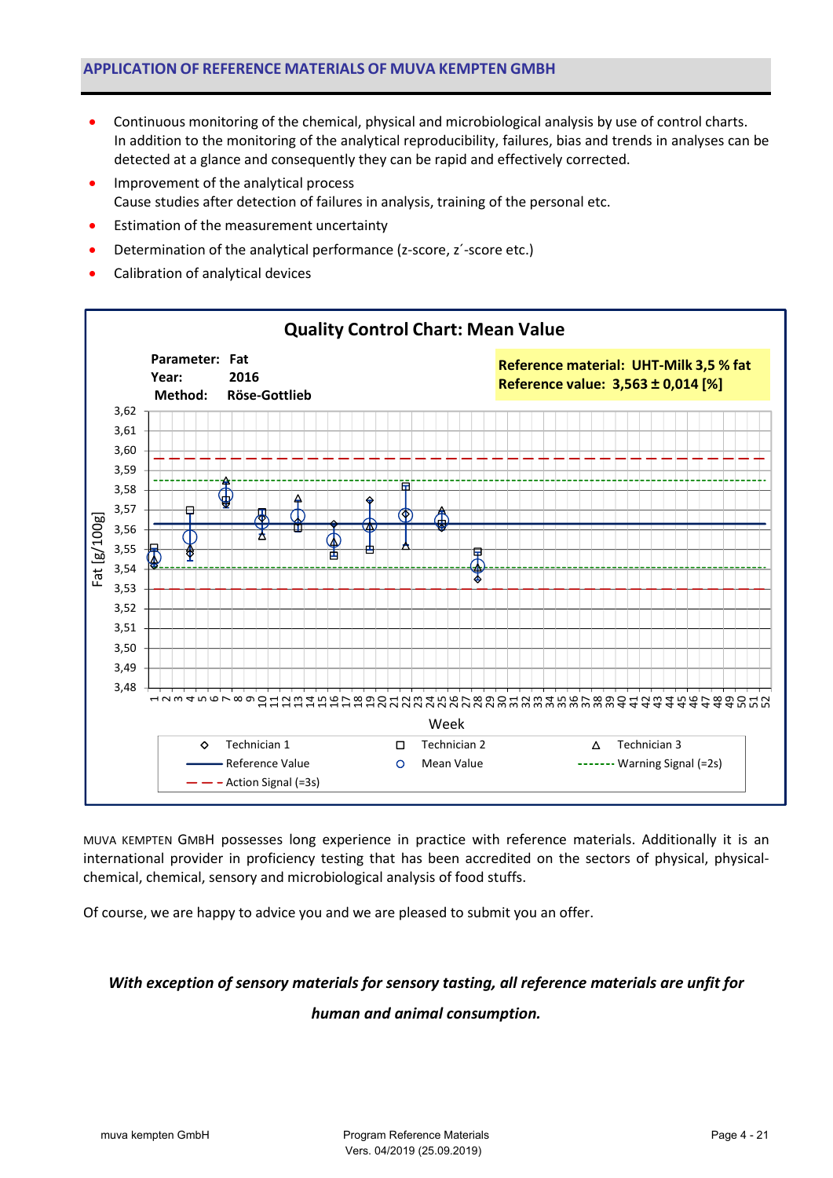## APPLICATION OF REFERENCE MATERIALS OF MUVA KEMPTEN GMBH

- Continuous monitoring of the chemical, physical and microbiological analysis by use of control charts.
  In addition to the monitoring of the analytical reproducibility, failures, bias and trends in analyses can be detected at a glance and consequently they can be rapid and effectively corrected.
- Improvement of the analytical process
  Cause studies after detection of failures in analysis, training of the personal etc.
- Estimation of the measurement uncertainty
- Determination of the analytical performance (z-score, z´-score etc.)
- Calibration of analytical devices

**Quality Control Chart: Mean Value**

**Parameter:** Fat
**Year:** 2016
**Method:** Röse-Gottlieb

**Reference material: UHT-Milk 3,5 % fat**
**Reference value: 3,563 ± 0,014 [%]**

Fat [g/100g]

3,62
3,61
3,60
3,59
3,58
3,57
3,56
3,55
3,54
3,53
3,52
3,51
3,50
3,49
3,48

1 2 3 4 5 6 7 8 9 10 11 12 13 14 15 16 17 18 19 20 21 22 23 24 25 26 27 28 29 30 31 32 33 34 35 36 37 38 39 40 41 42 43 44 45 46 47 48 49 50 51 52

Week

Technician 1
Technician 2
Technician 3
Reference Value
Mean Value
Warning Signal (=2s)
Action Signal (=3s)

MUVA KEMPTEN GMBH possesses long experience in practice with reference materials. Additionally it is an international provider in proficiency testing that has been accredited on the sectors of physical, physical-chemical, chemical, sensory and microbiological analysis of food stuffs.

Of course, we are happy to advice you and we are pleased to submit you an offer.

***With exception of sensory materials for sensory tasting, all reference materials are unfit for human and animal consumption.***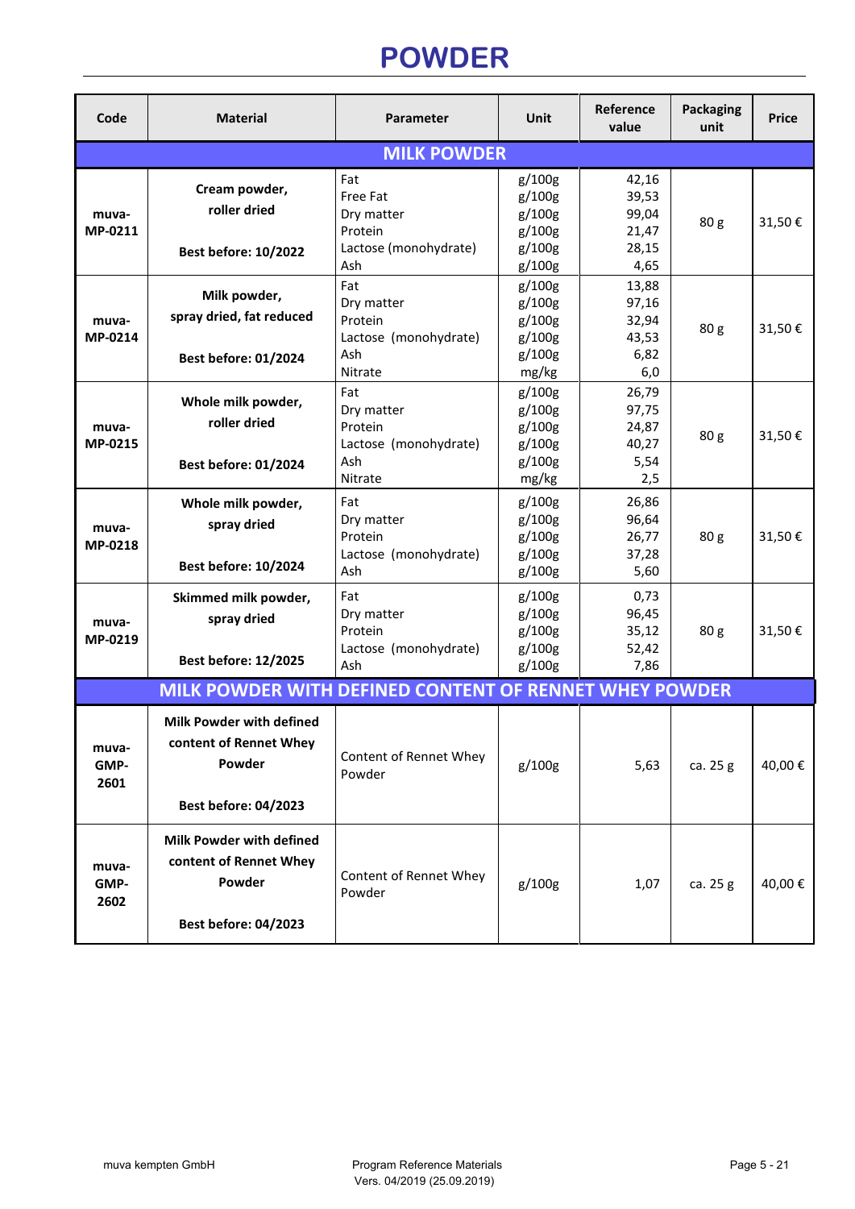# POWDER

| Code | Material | Parameter | Unit | Reference value | Packaging unit | Price |
|---|---|---|---|---|---|---|
| **MILK POWDER** | | | | | | |
| **muva-MP-0211** | **Cream powder, roller dried**<br><br>**Best before: 10/2022** | Fat<br>Free Fat<br>Dry matter<br>Protein<br>Lactose (monohydrate)<br>Ash | g/100g<br>g/100g<br>g/100g<br>g/100g<br>g/100g<br>g/100g | 42,16<br>39,53<br>99,04<br>21,47<br>28,15<br>4,65 | 80 g | 31,50 € |
| **muva-MP-0214** | **Milk powder, spray dried, fat reduced**<br><br>**Best before: 01/2024** | Fat<br>Dry matter<br>Protein<br>Lactose (monohydrate)<br>Ash<br>Nitrate | g/100g<br>g/100g<br>g/100g<br>g/100g<br>g/100g<br>mg/kg | 13,88<br>97,16<br>32,94<br>43,53<br>6,82<br>6,0 | 80 g | 31,50 € |
| **muva-MP-0215** | **Whole milk powder, roller dried**<br><br>**Best before: 01/2024** | Fat<br>Dry matter<br>Protein<br>Lactose (monohydrate)<br>Ash<br>Nitrate | g/100g<br>g/100g<br>g/100g<br>g/100g<br>g/100g<br>mg/kg | 26,79<br>97,75<br>24,87<br>40,27<br>5,54<br>2,5 | 80 g | 31,50 € |
| **muva-MP-0218** | **Whole milk powder, spray dried**<br><br>**Best before: 10/2024** | Fat<br>Dry matter<br>Protein<br>Lactose (monohydrate)<br>Ash | g/100g<br>g/100g<br>g/100g<br>g/100g<br>g/100g | 26,86<br>96,64<br>26,77<br>37,28<br>5,60 | 80 g | 31,50 € |
| **muva-MP-0219** | **Skimmed milk powder, spray dried**<br><br>**Best before: 12/2025** | Fat<br>Dry matter<br>Protein<br>Lactose (monohydrate)<br>Ash | g/100g<br>g/100g<br>g/100g<br>g/100g<br>g/100g | 0,73<br>96,45<br>35,12<br>52,42<br>7,86 | 80 g | 31,50 € |
| **MILK POWDER WITH DEFINED CONTENT OF RENNET WHEY POWDER** | | | | | | |
| **muva-GMP-2601** | **Milk Powder with defined content of Rennet Whey Powder**<br><br>**Best before: 04/2023** | Content of Rennet Whey Powder | g/100g | 5,63 | ca. 25 g | 40,00 € |
| **muva-GMP-2602** | **Milk Powder with defined content of Rennet Whey Powder**<br><br>**Best before: 04/2023** | Content of Rennet Whey Powder | g/100g | 1,07 | ca. 25 g | 40,00 € |

muva kempten GmbH — Program Reference Materials Vers. 04/2019 (25.09.2019)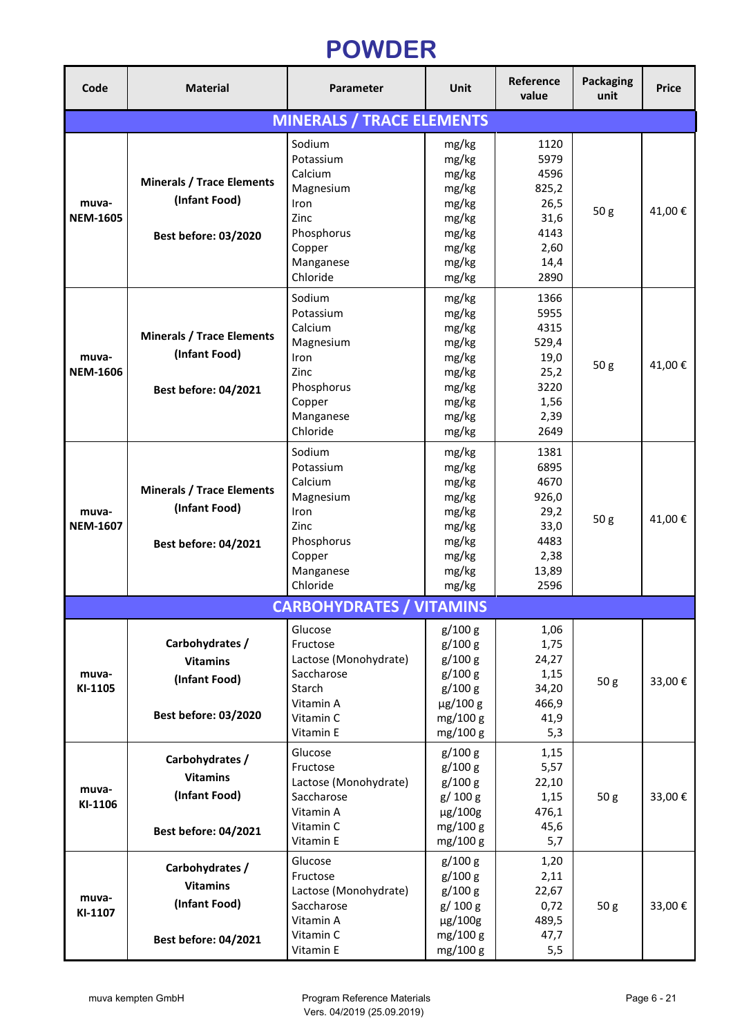# POWDER

| Code | Material | Parameter | Unit | Reference value | Packaging unit | Price |
|---|---|---|---|---|---|---|
| **MINERALS / TRACE ELEMENTS** | | | | | | |
| **muva-NEM-1605** | **Minerals / Trace Elements (Infant Food) Best before: 03/2020** | Sodium<br>Potassium<br>Calcium<br>Magnesium<br>Iron<br>Zinc<br>Phosphorus<br>Copper<br>Manganese<br>Chloride | mg/kg<br>mg/kg<br>mg/kg<br>mg/kg<br>mg/kg<br>mg/kg<br>mg/kg<br>mg/kg<br>mg/kg<br>mg/kg | 1120<br>5979<br>4596<br>825,2<br>26,5<br>31,6<br>4143<br>2,60<br>14,4<br>2890 | 50 g | 41,00 € |
| **muva-NEM-1606** | **Minerals / Trace Elements (Infant Food) Best before: 04/2021** | Sodium<br>Potassium<br>Calcium<br>Magnesium<br>Iron<br>Zinc<br>Phosphorus<br>Copper<br>Manganese<br>Chloride | mg/kg<br>mg/kg<br>mg/kg<br>mg/kg<br>mg/kg<br>mg/kg<br>mg/kg<br>mg/kg<br>mg/kg<br>mg/kg | 1366<br>5955<br>4315<br>529,4<br>19,0<br>25,2<br>3220<br>1,56<br>2,39<br>2649 | 50 g | 41,00 € |
| **muva-NEM-1607** | **Minerals / Trace Elements (Infant Food) Best before: 04/2021** | Sodium<br>Potassium<br>Calcium<br>Magnesium<br>Iron<br>Zinc<br>Phosphorus<br>Copper<br>Manganese<br>Chloride | mg/kg<br>mg/kg<br>mg/kg<br>mg/kg<br>mg/kg<br>mg/kg<br>mg/kg<br>mg/kg<br>mg/kg<br>mg/kg | 1381<br>6895<br>4670<br>926,0<br>29,2<br>33,0<br>4483<br>2,38<br>13,89<br>2596 | 50 g | 41,00 € |
| **CARBOHYDRATES / VITAMINS** | | | | | | |
| **muva-KI-1105** | **Carbohydrates / Vitamins (Infant Food) Best before: 03/2020** | Glucose<br>Fructose<br>Lactose (Monohydrate)<br>Saccharose<br>Starch<br>Vitamin A<br>Vitamin C<br>Vitamin E | g/100 g<br>g/100 g<br>g/100 g<br>g/100 g<br>g/100 g<br>µg/100 g<br>mg/100 g<br>mg/100 g | 1,06<br>1,75<br>24,27<br>1,15<br>34,20<br>466,9<br>41,9<br>5,3 | 50 g | 33,00 € |
| **muva-KI-1106** | **Carbohydrates / Vitamins (Infant Food) Best before: 04/2021** | Glucose<br>Fructose<br>Lactose (Monohydrate)<br>Saccharose<br>Vitamin A<br>Vitamin C<br>Vitamin E | g/100 g<br>g/100 g<br>g/100 g<br>g/ 100 g<br>µg/100g<br>mg/100 g<br>mg/100 g | 1,15<br>5,57<br>22,10<br>1,15<br>476,1<br>45,6<br>5,7 | 50 g | 33,00 € |
| **muva-KI-1107** | **Carbohydrates / Vitamins (Infant Food) Best before: 04/2021** | Glucose<br>Fructose<br>Lactose (Monohydrate)<br>Saccharose<br>Vitamin A<br>Vitamin C<br>Vitamin E | g/100 g<br>g/100 g<br>g/100 g<br>g/ 100 g<br>µg/100g<br>mg/100 g<br>mg/100 g | 1,20<br>2,11<br>22,67<br>0,72<br>489,5<br>47,7<br>5,5 | 50 g | 33,00 € |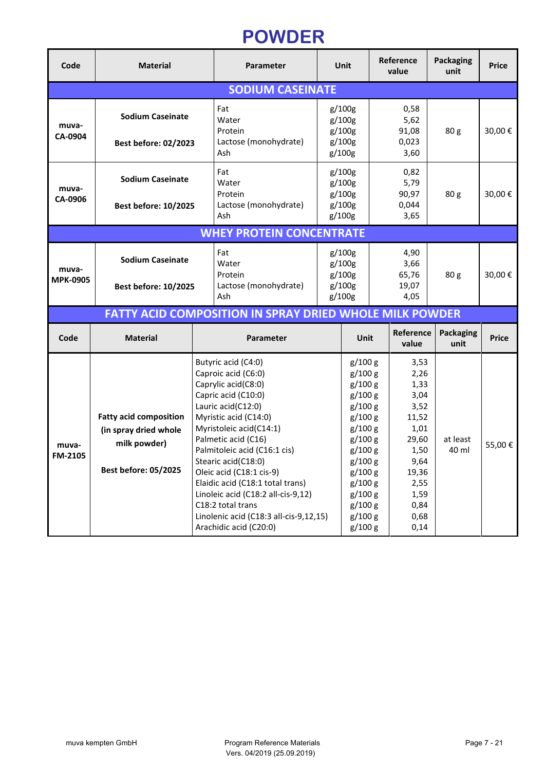# POWDER

| Code | Material | Parameter | Unit | Reference value | Packaging unit | Price |
|---|---|---|---|---|---|---|
| **SODIUM CASEINATE** | | | | | | |
| **muva-CA-0904** | **Sodium Caseinate**<br><br>**Best before: 02/2023** | Fat<br>Water<br>Protein<br>Lactose (monohydrate)<br>Ash | g/100g<br>g/100g<br>g/100g<br>g/100g<br>g/100g | 0,58<br>5,62<br>91,08<br>0,023<br>3,60 | 80 g | 30,00 € |
| **muva-CA-0906** | **Sodium Caseinate**<br><br>**Best before: 10/2025** | Fat<br>Water<br>Protein<br>Lactose (monohydrate)<br>Ash | g/100g<br>g/100g<br>g/100g<br>g/100g<br>g/100g | 0,82<br>5,79<br>90,97<br>0,044<br>3,65 | 80 g | 30,00 € |
| **WHEY PROTEIN CONCENTRATE** | | | | | | |
| **muva-MPK-0905** | **Sodium Caseinate**<br><br>**Best before: 10/2025** | Fat<br>Water<br>Protein<br>Lactose (monohydrate)<br>Ash | g/100g<br>g/100g<br>g/100g<br>g/100g<br>g/100g | 4,90<br>3,66<br>65,76<br>19,07<br>4,05 | 80 g | 30,00 € |

## FATTY ACID COMPOSITION IN SPRAY DRIED WHOLE MILK POWDER

| Code | Material | Parameter | Unit | Reference value | Packaging unit | Price |
|---|---|---|---|---|---|---|
| **muva-FM-2105** | **Fatty acid composition (in spray dried whole milk powder)**<br><br>**Best before: 05/2025** | Butyric acid (C4:0)<br>Caproic acid (C6:0)<br>Caprylic acid(C8:0)<br>Capric acid (C10:0)<br>Lauric acid(C12:0)<br>Myristic acid (C14:0)<br>Myristoleic acid(C14:1)<br>Palmetic acid (C16)<br>Palmitoleic acid (C16:1 cis)<br>Stearic acid(C18:0)<br>Oleic acid (C18:1 cis-9)<br>Elaidic acid (C18:1 total trans)<br>Linoleic acid (C18:2 all-cis-9,12)<br>C18:2 total trans<br>Linolenic acid (C18:3 all-cis-9,12,15)<br>Arachidic acid (C20:0) | g/100 g<br>g/100 g<br>g/100 g<br>g/100 g<br>g/100 g<br>g/100 g<br>g/100 g<br>g/100 g<br>g/100 g<br>g/100 g<br>g/100 g<br>g/100 g<br>g/100 g<br>g/100 g<br>g/100 g<br>g/100 g | 3,53<br>2,26<br>1,33<br>3,04<br>3,52<br>11,52<br>1,01<br>29,60<br>1,50<br>9,64<br>19,36<br>2,55<br>1,59<br>0,84<br>0,68<br>0,14 | at least 40 ml | 55,00 € |

muva kempten GmbH

Program Reference Materials
Vers. 04/2019 (25.09.2019)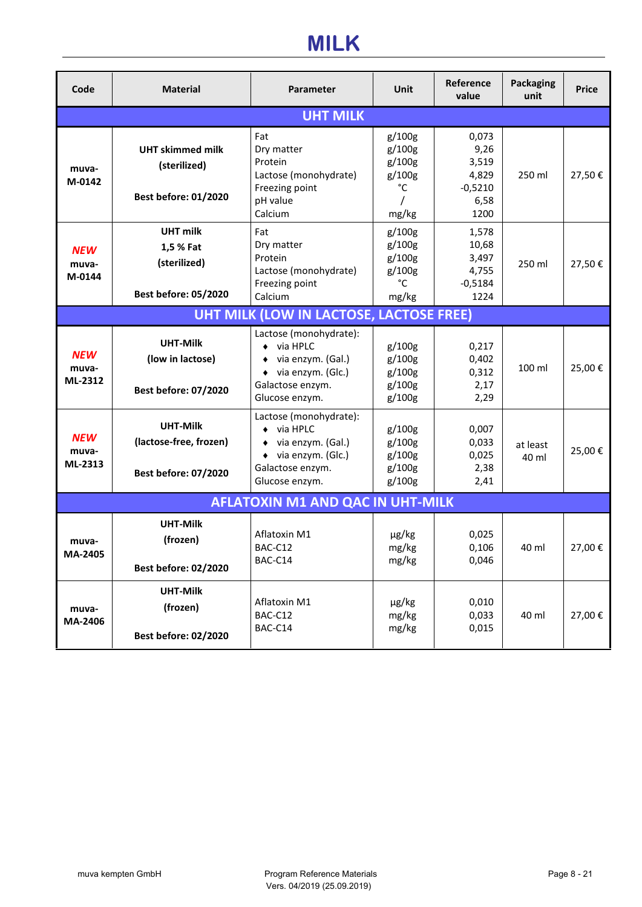# MILK

| Code | Material | Parameter | Unit | Reference value | Packaging unit | Price |
|---|---|---|---|---|---|---|
| **UHT MILK** | | | | | | |
| **muva-M-0142** | **UHT skimmed milk (sterilized)** **Best before: 01/2020** | Fat<br>Dry matter<br>Protein<br>Lactose (monohydrate)<br>Freezing point<br>pH value<br>Calcium | g/100g<br>g/100g<br>g/100g<br>g/100g<br>°C<br>/<br>mg/kg | 0,073<br>9,26<br>3,519<br>4,829<br>-0,5210<br>6,58<br>1200 | 250 ml | 27,50 € |
| ***NEW*** **muva-M-0144** | **UHT milk 1,5 % Fat (sterilized)** **Best before: 05/2020** | Fat<br>Dry matter<br>Protein<br>Lactose (monohydrate)<br>Freezing point<br>Calcium | g/100g<br>g/100g<br>g/100g<br>g/100g<br>°C<br>mg/kg | 1,578<br>10,68<br>3,497<br>4,755<br>-0,5184<br>1224 | 250 ml | 27,50 € |
| **UHT MILK (LOW IN LACTOSE, LACTOSE FREE)** | | | | | | |
| ***NEW*** **muva-ML-2312** | **UHT-Milk (low in lactose)** **Best before: 07/2020** | Lactose (monohydrate):<br>♦ via HPLC<br>♦ via enzym. (Gal.)<br>♦ via enzym. (Glc.)<br>Galactose enzym.<br>Glucose enzym. | <br>g/100g<br>g/100g<br>g/100g<br>g/100g<br>g/100g | <br>0,217<br>0,402<br>0,312<br>2,17<br>2,29 | 100 ml | 25,00 € |
| ***NEW*** **muva-ML-2313** | **UHT-Milk (lactose-free, frozen)** **Best before: 07/2020** | Lactose (monohydrate):<br>♦ via HPLC<br>♦ via enzym. (Gal.)<br>♦ via enzym. (Glc.)<br>Galactose enzym.<br>Glucose enzym. | <br>g/100g<br>g/100g<br>g/100g<br>g/100g<br>g/100g | <br>0,007<br>0,033<br>0,025<br>2,38<br>2,41 | at least 40 ml | 25,00 € |
| **AFLATOXIN M1 AND QAC IN UHT-MILK** | | | | | | |
| **muva-MA-2405** | **UHT-Milk (frozen)** **Best before: 02/2020** | Aflatoxin M1<br>BAC-C12<br>BAC-C14 | µg/kg<br>mg/kg<br>mg/kg | 0,025<br>0,106<br>0,046 | 40 ml | 27,00 € |
| **muva-MA-2406** | **UHT-Milk (frozen)** **Best before: 02/2020** | Aflatoxin M1<br>BAC-C12<br>BAC-C14 | µg/kg<br>mg/kg<br>mg/kg | 0,010<br>0,033<br>0,015 | 40 ml | 27,00 € |

muva kempten GmbH — Program Reference Materials Vers. 04/2019 (25.09.2019)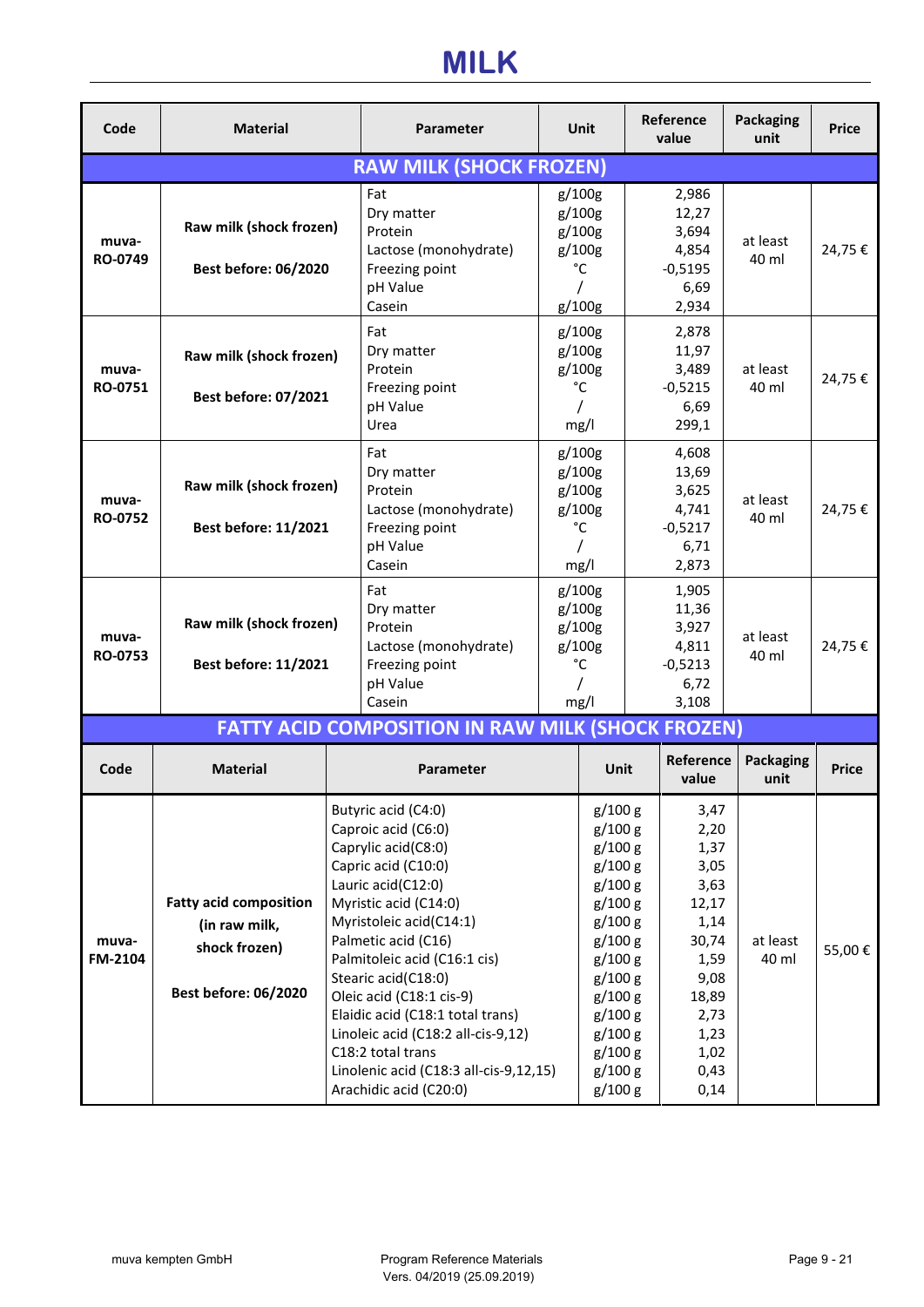# MILK

| Code | Material | Parameter | Unit | Reference value | Packaging unit | Price |
|---|---|---|---|---|---|---|
| **RAW MILK (SHOCK FROZEN)** | | | | | | |
| **muva-RO-0749** | **Raw milk (shock frozen)**<br><br>**Best before: 06/2020** | Fat<br>Dry matter<br>Protein<br>Lactose (monohydrate)<br>Freezing point<br>pH Value<br>Casein | g/100g<br>g/100g<br>g/100g<br>g/100g<br>°C<br>/<br>g/100g | 2,986<br>12,27<br>3,694<br>4,854<br>-0,5195<br>6,69<br>2,934 | at least 40 ml | 24,75 € |
| **muva-RO-0751** | **Raw milk (shock frozen)**<br><br>**Best before: 07/2021** | Fat<br>Dry matter<br>Protein<br>Freezing point<br>pH Value<br>Urea | g/100g<br>g/100g<br>g/100g<br>°C<br>/<br>mg/l | 2,878<br>11,97<br>3,489<br>-0,5215<br>6,69<br>299,1 | at least 40 ml | 24,75 € |
| **muva-RO-0752** | **Raw milk (shock frozen)**<br><br>**Best before: 11/2021** | Fat<br>Dry matter<br>Protein<br>Lactose (monohydrate)<br>Freezing point<br>pH Value<br>Casein | g/100g<br>g/100g<br>g/100g<br>g/100g<br>°C<br>/<br>mg/l | 4,608<br>13,69<br>3,625<br>4,741<br>-0,5217<br>6,71<br>2,873 | at least 40 ml | 24,75 € |
| **muva-RO-0753** | **Raw milk (shock frozen)**<br><br>**Best before: 11/2021** | Fat<br>Dry matter<br>Protein<br>Lactose (monohydrate)<br>Freezing point<br>pH Value<br>Casein | g/100g<br>g/100g<br>g/100g<br>g/100g<br>°C<br>/<br>mg/l | 1,905<br>11,36<br>3,927<br>4,811<br>-0,5213<br>6,72<br>3,108 | at least 40 ml | 24,75 € |

## FATTY ACID COMPOSITION IN RAW MILK (SHOCK FROZEN)

| Code | Material | Parameter | Unit | Reference value | Packaging unit | Price |
|---|---|---|---|---|---|---|
| **muva-FM-2104** | **Fatty acid composition (in raw milk, shock frozen)**<br><br>**Best before: 06/2020** | Butyric acid (C4:0)<br>Caproic acid (C6:0)<br>Caprylic acid(C8:0)<br>Capric acid (C10:0)<br>Lauric acid(C12:0)<br>Myristic acid (C14:0)<br>Myristoleic acid(C14:1)<br>Palmetic acid (C16)<br>Palmitoleic acid (C16:1 cis)<br>Stearic acid(C18:0)<br>Oleic acid (C18:1 cis-9)<br>Elaidic acid (C18:1 total trans)<br>Linoleic acid (C18:2 all-cis-9,12)<br>C18:2 total trans<br>Linolenic acid (C18:3 all-cis-9,12,15)<br>Arachidic acid (C20:0) | g/100 g<br>g/100 g<br>g/100 g<br>g/100 g<br>g/100 g<br>g/100 g<br>g/100 g<br>g/100 g<br>g/100 g<br>g/100 g<br>g/100 g<br>g/100 g<br>g/100 g<br>g/100 g<br>g/100 g<br>g/100 g | 3,47<br>2,20<br>1,37<br>3,05<br>3,63<br>12,17<br>1,14<br>30,74<br>1,59<br>9,08<br>18,89<br>2,73<br>1,23<br>1,02<br>0,43<br>0,14 | at least 40 ml | 55,00 € |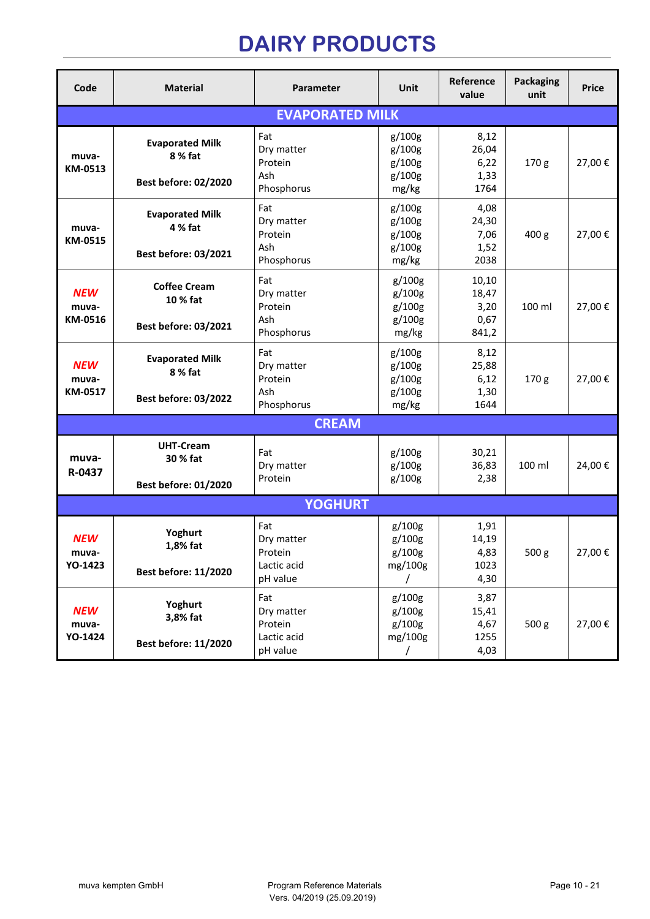# DAIRY PRODUCTS

| Code | Material | Parameter | Unit | Reference value | Packaging unit | Price |
|---|---|---|---|---|---|---|
| **EVAPORATED MILK** | | | | | | |
| **muva-KM-0513** | **Evaporated Milk 8 % fat** **Best before: 02/2020** | Fat<br>Dry matter<br>Protein<br>Ash<br>Phosphorus | g/100g<br>g/100g<br>g/100g<br>g/100g<br>mg/kg | 8,12<br>26,04<br>6,22<br>1,33<br>1764 | 170 g | 27,00 € |
| **muva-KM-0515** | **Evaporated Milk 4 % fat** **Best before: 03/2021** | Fat<br>Dry matter<br>Protein<br>Ash<br>Phosphorus | g/100g<br>g/100g<br>g/100g<br>g/100g<br>mg/kg | 4,08<br>24,30<br>7,06<br>1,52<br>2038 | 400 g | 27,00 € |
| ***NEW*** **muva-KM-0516** | **Coffee Cream 10 % fat** **Best before: 03/2021** | Fat<br>Dry matter<br>Protein<br>Ash<br>Phosphorus | g/100g<br>g/100g<br>g/100g<br>g/100g<br>mg/kg | 10,10<br>18,47<br>3,20<br>0,67<br>841,2 | 100 ml | 27,00 € |
| ***NEW*** **muva-KM-0517** | **Evaporated Milk 8 % fat** **Best before: 03/2022** | Fat<br>Dry matter<br>Protein<br>Ash<br>Phosphorus | g/100g<br>g/100g<br>g/100g<br>g/100g<br>mg/kg | 8,12<br>25,88<br>6,12<br>1,30<br>1644 | 170 g | 27,00 € |
| **CREAM** | | | | | | |
| **muva-R-0437** | **UHT-Cream 30 % fat** **Best before: 01/2020** | Fat<br>Dry matter<br>Protein | g/100g<br>g/100g<br>g/100g | 30,21<br>36,83<br>2,38 | 100 ml | 24,00 € |
| **YOGHURT** | | | | | | |
| ***NEW*** **muva-YO-1423** | **Yoghurt 1,8% fat** **Best before: 11/2020** | Fat<br>Dry matter<br>Protein<br>Lactic acid<br>pH value | g/100g<br>g/100g<br>g/100g<br>mg/100g<br>/ | 1,91<br>14,19<br>4,83<br>1023<br>4,30 | 500 g | 27,00 € |
| ***NEW*** **muva-YO-1424** | **Yoghurt 3,8% fat** **Best before: 11/2020** | Fat<br>Dry matter<br>Protein<br>Lactic acid<br>pH value | g/100g<br>g/100g<br>g/100g<br>mg/100g<br>/ | 3,87<br>15,41<br>4,67<br>1255<br>4,03 | 500 g | 27,00 € |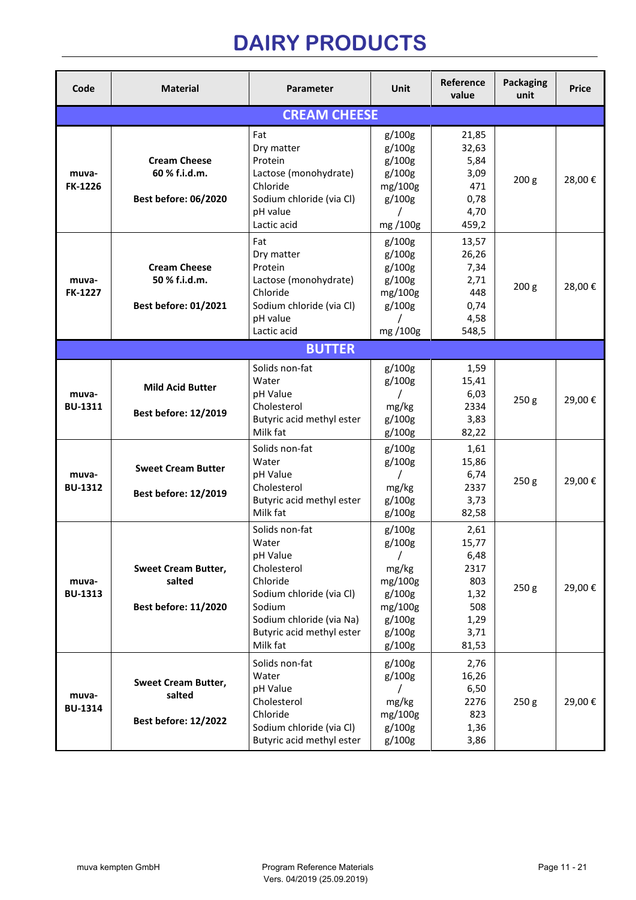# DAIRY PRODUCTS

| Code | Material | Parameter | Unit | Reference value | Packaging unit | Price |
|---|---|---|---|---|---|---|
| **CREAM CHEESE** | | | | | | |
| **muva-FK-1226** | **Cream Cheese 60 % f.i.d.m.** **Best before: 06/2020** | Fat<br>Dry matter<br>Protein<br>Lactose (monohydrate)<br>Chloride<br>Sodium chloride (via Cl)<br>pH value<br>Lactic acid | g/100g<br>g/100g<br>g/100g<br>g/100g<br>mg/100g<br>g/100g<br>/<br>mg /100g | 21,85<br>32,63<br>5,84<br>3,09<br>471<br>0,78<br>4,70<br>459,2 | 200 g | 28,00 € |
| **muva-FK-1227** | **Cream Cheese 50 % f.i.d.m.** **Best before: 01/2021** | Fat<br>Dry matter<br>Protein<br>Lactose (monohydrate)<br>Chloride<br>Sodium chloride (via Cl)<br>pH value<br>Lactic acid | g/100g<br>g/100g<br>g/100g<br>g/100g<br>mg/100g<br>g/100g<br>/<br>mg /100g | 13,57<br>26,26<br>7,34<br>2,71<br>448<br>0,74<br>4,58<br>548,5 | 200 g | 28,00 € |
| **BUTTER** | | | | | | |
| **muva-BU-1311** | **Mild Acid Butter** **Best before: 12/2019** | Solids non-fat<br>Water<br>pH Value<br>Cholesterol<br>Butyric acid methyl ester<br>Milk fat | g/100g<br>g/100g<br>/<br>mg/kg<br>g/100g<br>g/100g | 1,59<br>15,41<br>6,03<br>2334<br>3,83<br>82,22 | 250 g | 29,00 € |
| **muva-BU-1312** | **Sweet Cream Butter** **Best before: 12/2019** | Solids non-fat<br>Water<br>pH Value<br>Cholesterol<br>Butyric acid methyl ester<br>Milk fat | g/100g<br>g/100g<br>/<br>mg/kg<br>g/100g<br>g/100g | 1,61<br>15,86<br>6,74<br>2337<br>3,73<br>82,58 | 250 g | 29,00 € |
| **muva-BU-1313** | **Sweet Cream Butter, salted** **Best before: 11/2020** | Solids non-fat<br>Water<br>pH Value<br>Cholesterol<br>Chloride<br>Sodium chloride (via Cl)<br>Sodium<br>Sodium chloride (via Na)<br>Butyric acid methyl ester<br>Milk fat | g/100g<br>g/100g<br>/<br>mg/kg<br>mg/100g<br>g/100g<br>mg/100g<br>g/100g<br>g/100g<br>g/100g | 2,61<br>15,77<br>6,48<br>2317<br>803<br>1,32<br>508<br>1,29<br>3,71<br>81,53 | 250 g | 29,00 € |
| **muva-BU-1314** | **Sweet Cream Butter, salted** **Best before: 12/2022** | Solids non-fat<br>Water<br>pH Value<br>Cholesterol<br>Chloride<br>Sodium chloride (via Cl)<br>Butyric acid methyl ester | g/100g<br>g/100g<br>/<br>mg/kg<br>mg/100g<br>g/100g<br>g/100g | 2,76<br>16,26<br>6,50<br>2276<br>823<br>1,36<br>3,86 | 250 g | 29,00 € |

muva kempten GmbH

Program Reference Materials
Vers. 04/2019 (25.09.2019)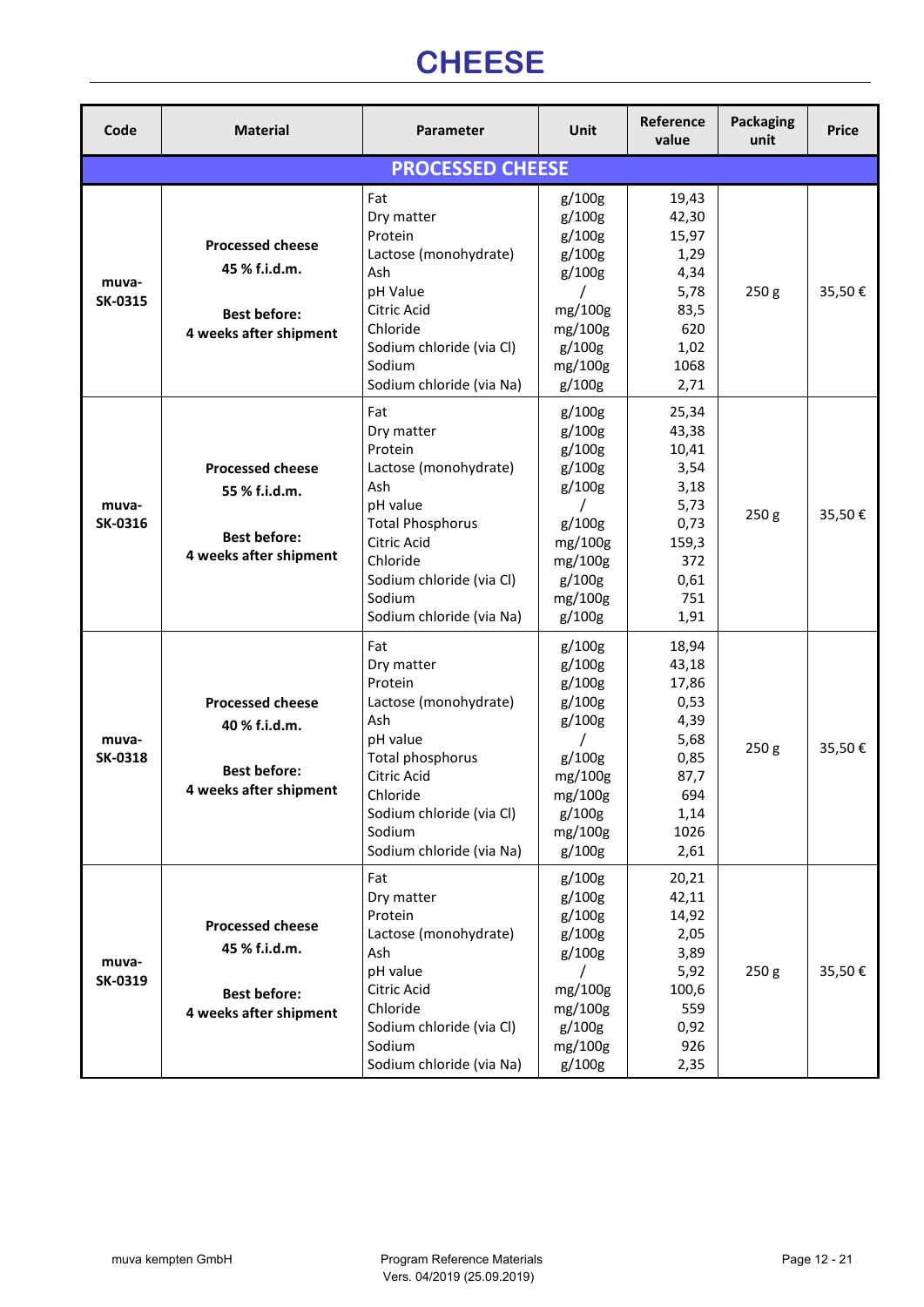# CHEESE

| Code | Material | Parameter | Unit | Reference value | Packaging unit | Price |
|---|---|---|---|---|---|---|
| **PROCESSED CHEESE** | | | | | | |
| **muva-SK-0315** | **Processed cheese 45 % f.i.d.m.**<br><br>**Best before: 4 weeks after shipment** | Fat<br>Dry matter<br>Protein<br>Lactose (monohydrate)<br>Ash<br>pH Value<br>Citric Acid<br>Chloride<br>Sodium chloride (via Cl)<br>Sodium<br>Sodium chloride (via Na) | g/100g<br>g/100g<br>g/100g<br>g/100g<br>g/100g<br>/<br>mg/100g<br>mg/100g<br>g/100g<br>mg/100g<br>g/100g | 19,43<br>42,30<br>15,97<br>1,29<br>4,34<br>5,78<br>83,5<br>620<br>1,02<br>1068<br>2,71 | 250 g | 35,50 € |
| **muva-SK-0316** | **Processed cheese 55 % f.i.d.m.**<br><br>**Best before: 4 weeks after shipment** | Fat<br>Dry matter<br>Protein<br>Lactose (monohydrate)<br>Ash<br>pH value<br>Total Phosphorus<br>Citric Acid<br>Chloride<br>Sodium chloride (via Cl)<br>Sodium<br>Sodium chloride (via Na) | g/100g<br>g/100g<br>g/100g<br>g/100g<br>g/100g<br>/<br>g/100g<br>mg/100g<br>mg/100g<br>g/100g<br>mg/100g<br>g/100g | 25,34<br>43,38<br>10,41<br>3,54<br>3,18<br>5,73<br>0,73<br>159,3<br>372<br>0,61<br>751<br>1,91 | 250 g | 35,50 € |
| **muva-SK-0318** | **Processed cheese 40 % f.i.d.m.**<br><br>**Best before: 4 weeks after shipment** | Fat<br>Dry matter<br>Protein<br>Lactose (monohydrate)<br>Ash<br>pH value<br>Total phosphorus<br>Citric Acid<br>Chloride<br>Sodium chloride (via Cl)<br>Sodium<br>Sodium chloride (via Na) | g/100g<br>g/100g<br>g/100g<br>g/100g<br>g/100g<br>/<br>g/100g<br>mg/100g<br>mg/100g<br>g/100g<br>mg/100g<br>g/100g | 18,94<br>43,18<br>17,86<br>0,53<br>4,39<br>5,68<br>0,85<br>87,7<br>694<br>1,14<br>1026<br>2,61 | 250 g | 35,50 € |
| **muva-SK-0319** | **Processed cheese 45 % f.i.d.m.**<br><br>**Best before: 4 weeks after shipment** | Fat<br>Dry matter<br>Protein<br>Lactose (monohydrate)<br>Ash<br>pH value<br>Citric Acid<br>Chloride<br>Sodium chloride (via Cl)<br>Sodium<br>Sodium chloride (via Na) | g/100g<br>g/100g<br>g/100g<br>g/100g<br>g/100g<br>/<br>mg/100g<br>mg/100g<br>g/100g<br>mg/100g<br>g/100g | 20,21<br>42,11<br>14,92<br>2,05<br>3,89<br>5,92<br>100,6<br>559<br>0,92<br>926<br>2,35 | 250 g | 35,50 € |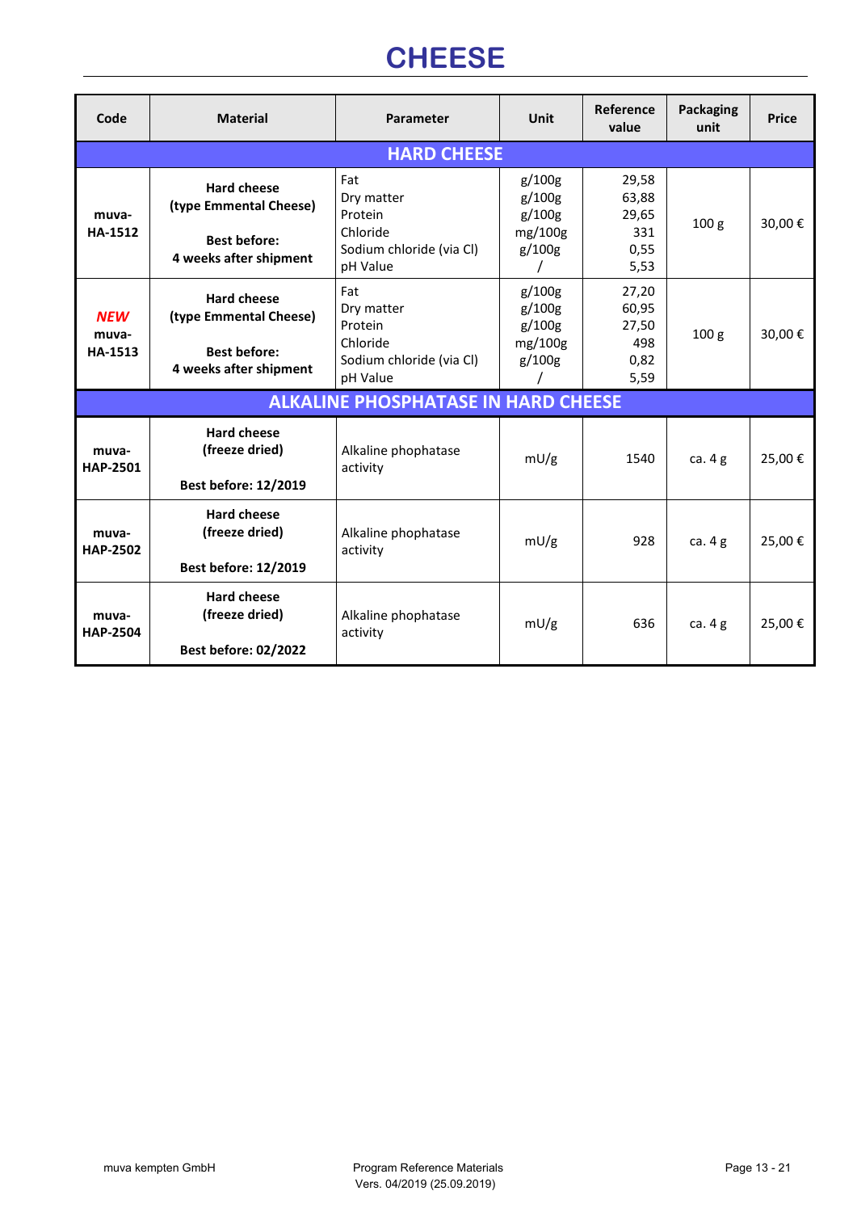# CHEESE

| Code | Material | Parameter | Unit | Reference value | Packaging unit | Price |
|---|---|---|---|---|---|---|
| **HARD CHEESE** | | | | | | |
| **muva-HA-1512** | **Hard cheese (type Emmental Cheese)** **Best before: 4 weeks after shipment** | Fat<br>Dry matter<br>Protein<br>Chloride<br>Sodium chloride (via Cl)<br>pH Value | g/100g<br>g/100g<br>g/100g<br>mg/100g<br>g/100g<br>/ | 29,58<br>63,88<br>29,65<br>331<br>0,55<br>5,53 | 100 g | 30,00 € |
| ***NEW*** **muva-HA-1513** | **Hard cheese (type Emmental Cheese)** **Best before: 4 weeks after shipment** | Fat<br>Dry matter<br>Protein<br>Chloride<br>Sodium chloride (via Cl)<br>pH Value | g/100g<br>g/100g<br>g/100g<br>mg/100g<br>g/100g<br>/ | 27,20<br>60,95<br>27,50<br>498<br>0,82<br>5,59 | 100 g | 30,00 € |
| **ALKALINE PHOSPHATASE IN HARD CHEESE** | | | | | | |
| **muva-HAP-2501** | **Hard cheese (freeze dried)** **Best before: 12/2019** | Alkaline phophatase activity | mU/g | 1540 | ca. 4 g | 25,00 € |
| **muva-HAP-2502** | **Hard cheese (freeze dried)** **Best before: 12/2019** | Alkaline phophatase activity | mU/g | 928 | ca. 4 g | 25,00 € |
| **muva-HAP-2504** | **Hard cheese (freeze dried)** **Best before: 02/2022** | Alkaline phophatase activity | mU/g | 636 | ca. 4 g | 25,00 € |

muva kempten GmbH — Program Reference Materials Vers. 04/2019 (25.09.2019)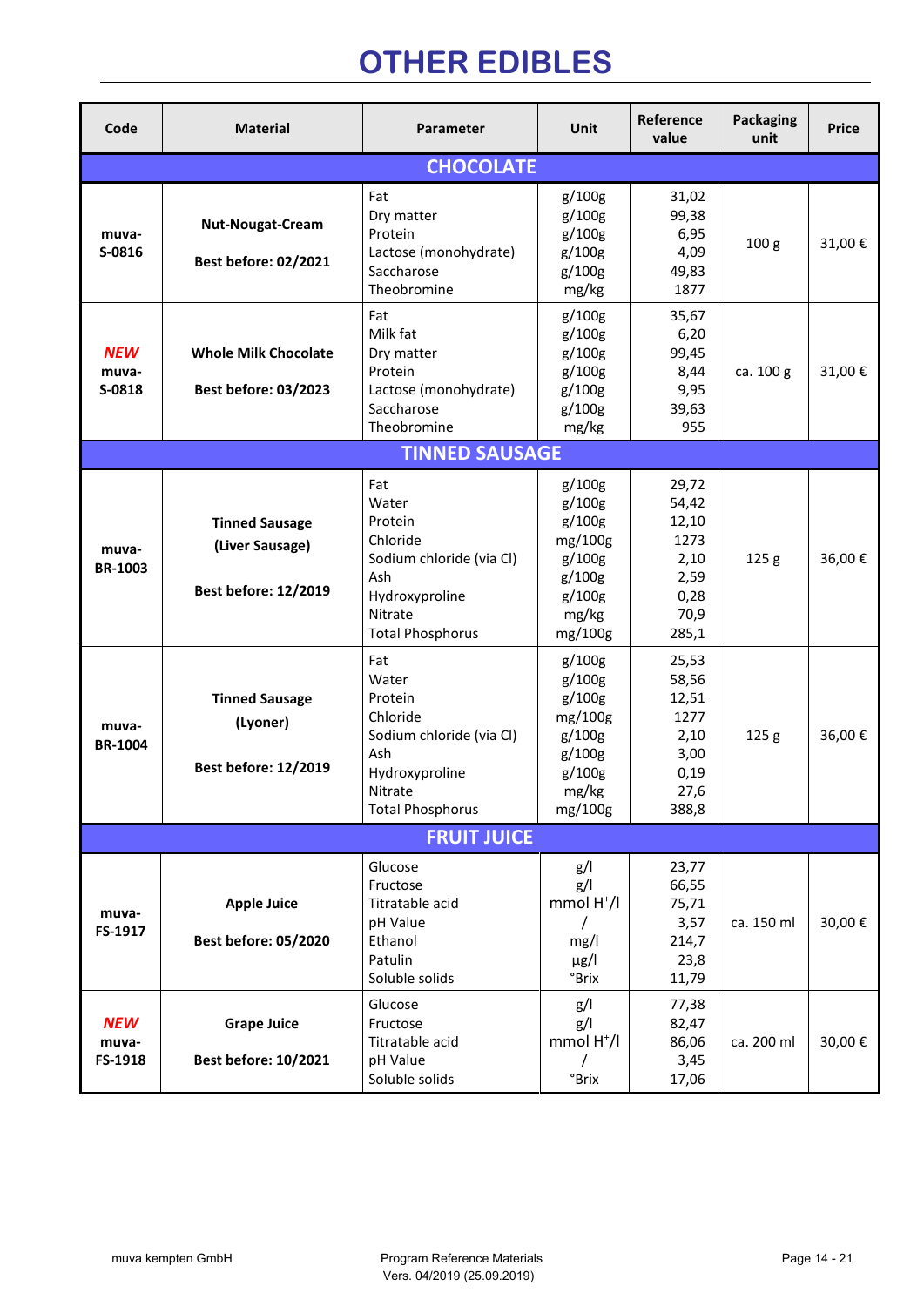# OTHER EDIBLES

| Code | Material | Parameter | Unit | Reference value | Packaging unit | Price |
|---|---|---|---|---|---|---|
| **CHOCOLATE** | | | | | | |
| **muva-S-0816** | **Nut-Nougat-Cream**<br><br>**Best before: 02/2021** | Fat<br>Dry matter<br>Protein<br>Lactose (monohydrate)<br>Saccharose<br>Theobromine | g/100g<br>g/100g<br>g/100g<br>g/100g<br>g/100g<br>mg/kg | 31,02<br>99,38<br>6,95<br>4,09<br>49,83<br>1877 | 100 g | 31,00 € |
| ***NEW*** **muva-S-0818** | **Whole Milk Chocolate**<br><br>**Best before: 03/2023** | Fat<br>Milk fat<br>Dry matter<br>Protein<br>Lactose (monohydrate)<br>Saccharose<br>Theobromine | g/100g<br>g/100g<br>g/100g<br>g/100g<br>g/100g<br>g/100g<br>mg/kg | 35,67<br>6,20<br>99,45<br>8,44<br>9,95<br>39,63<br>955 | ca. 100 g | 31,00 € |
| **TINNED SAUSAGE** | | | | | | |
| **muva-BR-1003** | **Tinned Sausage (Liver Sausage)**<br><br>**Best before: 12/2019** | Fat<br>Water<br>Protein<br>Chloride<br>Sodium chloride (via Cl)<br>Ash<br>Hydroxyproline<br>Nitrate<br>Total Phosphorus | g/100g<br>g/100g<br>g/100g<br>mg/100g<br>g/100g<br>g/100g<br>g/100g<br>mg/kg<br>mg/100g | 29,72<br>54,42<br>12,10<br>1273<br>2,10<br>2,59<br>0,28<br>70,9<br>285,1 | 125 g | 36,00 € |
| **muva-BR-1004** | **Tinned Sausage (Lyoner)**<br><br>**Best before: 12/2019** | Fat<br>Water<br>Protein<br>Chloride<br>Sodium chloride (via Cl)<br>Ash<br>Hydroxyproline<br>Nitrate<br>Total Phosphorus | g/100g<br>g/100g<br>g/100g<br>mg/100g<br>g/100g<br>g/100g<br>g/100g<br>mg/kg<br>mg/100g | 25,53<br>58,56<br>12,51<br>1277<br>2,10<br>3,00<br>0,19<br>27,6<br>388,8 | 125 g | 36,00 € |
| **FRUIT JUICE** | | | | | | |
| **muva-FS-1917** | **Apple Juice**<br><br>**Best before: 05/2020** | Glucose<br>Fructose<br>Titratable acid<br>pH Value<br>Ethanol<br>Patulin<br>Soluble solids | g/l<br>g/l<br>mmol $H^+$/l<br>/<br>mg/l<br>µg/l<br>°Brix | 23,77<br>66,55<br>75,71<br>3,57<br>214,7<br>23,8<br>11,79 | ca. 150 ml | 30,00 € |
| ***NEW*** **muva-FS-1918** | **Grape Juice**<br><br>**Best before: 10/2021** | Glucose<br>Fructose<br>Titratable acid<br>pH Value<br>Soluble solids | g/l<br>g/l<br>mmol $H^+$/l<br>/<br>°Brix | 77,38<br>82,47<br>86,06<br>3,45<br>17,06 | ca. 200 ml | 30,00 € |

muva kempten GmbH

Program Reference Materials
Vers. 04/2019 (25.09.2019)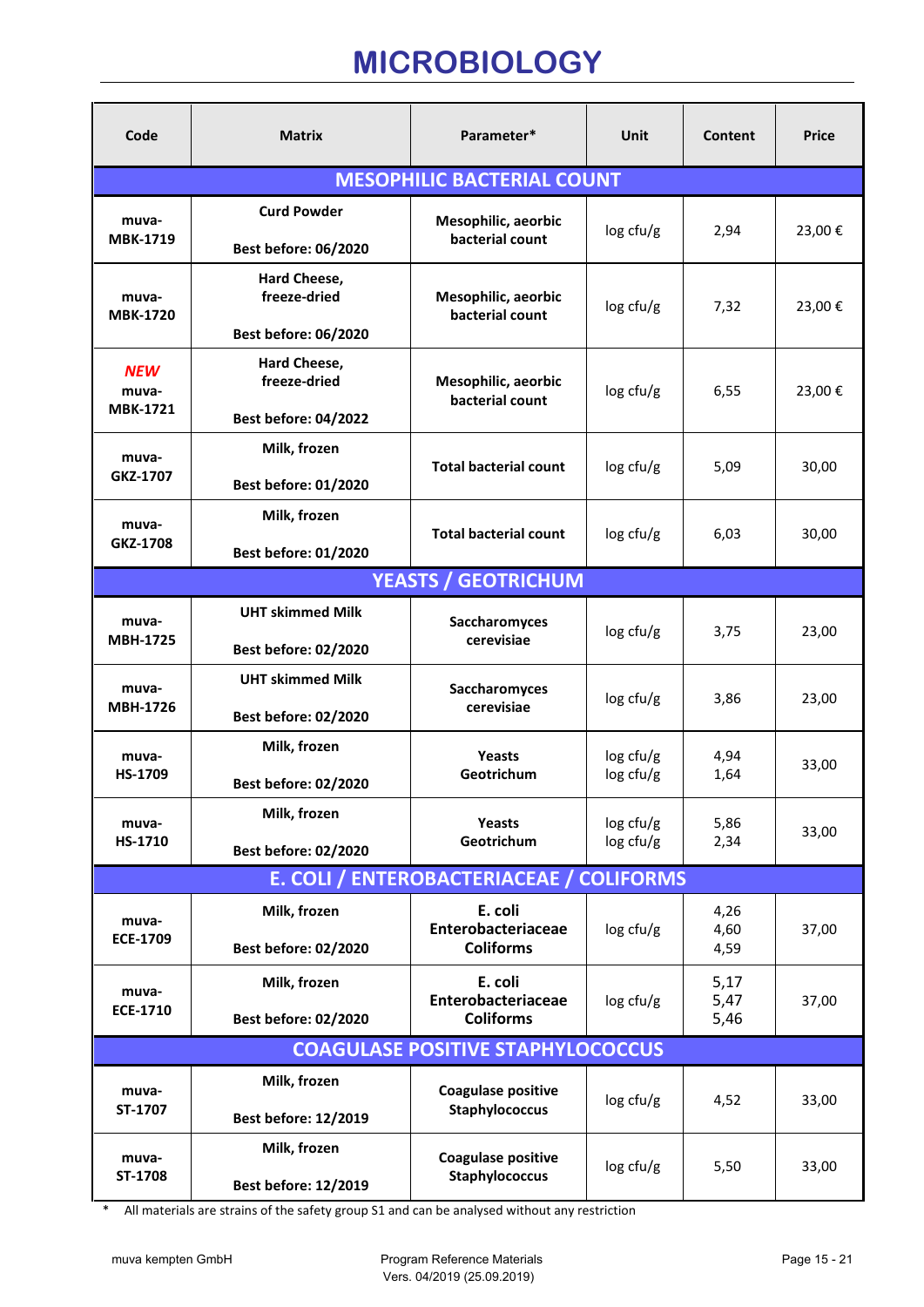# MICROBIOLOGY

| Code | Matrix | Parameter* | Unit | Content | Price |
|---|---|---|---|---|---|
| **MESOPHILIC BACTERIAL COUNT** | | | | | |
| **muva-MBK-1719** | **Curd Powder**<br><br>**Best before: 06/2020** | **Mesophilic, aerobic bacterial count** | log cfu/g | 2,94 | 23,00 € |
| **muva-MBK-1720** | **Hard Cheese, freeze-dried**<br><br>**Best before: 06/2020** | **Mesophilic, aerobic bacterial count** | log cfu/g | 7,32 | 23,00 € |
| ***NEW*** **muva-MBK-1721** | **Hard Cheese, freeze-dried**<br><br>**Best before: 04/2022** | **Mesophilic, aerobic bacterial count** | log cfu/g | 6,55 | 23,00 € |
| **muva-GKZ-1707** | **Milk, frozen**<br><br>**Best before: 01/2020** | **Total bacterial count** | log cfu/g | 5,09 | 30,00 |
| **muva-GKZ-1708** | **Milk, frozen**<br><br>**Best before: 01/2020** | **Total bacterial count** | log cfu/g | 6,03 | 30,00 |
| **YEASTS / GEOTRICHUM** | | | | | |
| **muva-MBH-1725** | **UHT skimmed Milk**<br><br>**Best before: 02/2020** | **Saccharomyces cerevisiae** | log cfu/g | 3,75 | 23,00 |
| **muva-MBH-1726** | **UHT skimmed Milk**<br><br>**Best before: 02/2020** | **Saccharomyces cerevisiae** | log cfu/g | 3,86 | 23,00 |
| **muva-HS-1709** | **Milk, frozen**<br><br>**Best before: 02/2020** | **Yeasts**<br>**Geotrichum** | log cfu/g<br>log cfu/g | 4,94<br>1,64 | 33,00 |
| **muva-HS-1710** | **Milk, frozen**<br><br>**Best before: 02/2020** | **Yeasts**<br>**Geotrichum** | log cfu/g<br>log cfu/g | 5,86<br>2,34 | 33,00 |
| **E. COLI / ENTEROBACTERIACEAE / COLIFORMS** | | | | | |
| **muva-ECE-1709** | **Milk, frozen**<br><br>**Best before: 02/2020** | **E. coli**<br>**Enterobacteriaceae**<br>**Coliforms** | log cfu/g | 4,26<br>4,60<br>4,59 | 37,00 |
| **muva-ECE-1710** | **Milk, frozen**<br><br>**Best before: 02/2020** | **E. coli**<br>**Enterobacteriaceae**<br>**Coliforms** | log cfu/g | 5,17<br>5,47<br>5,46 | 37,00 |
| **COAGULASE POSITIVE STAPHYLOCOCCUS** | | | | | |
| **muva-ST-1707** | **Milk, frozen**<br><br>**Best before: 12/2019** | **Coagulase positive Staphylococcus** | log cfu/g | 4,52 | 33,00 |
| **muva-ST-1708** | **Milk, frozen**<br><br>**Best before: 12/2019** | **Coagulase positive Staphylococcus** | log cfu/g | 5,50 | 33,00 |

\* All materials are strains of the safety group S1 and can be analysed without any restriction

muva kempten GmbH — Program Reference Materials, Vers. 04/2019 (25.09.2019)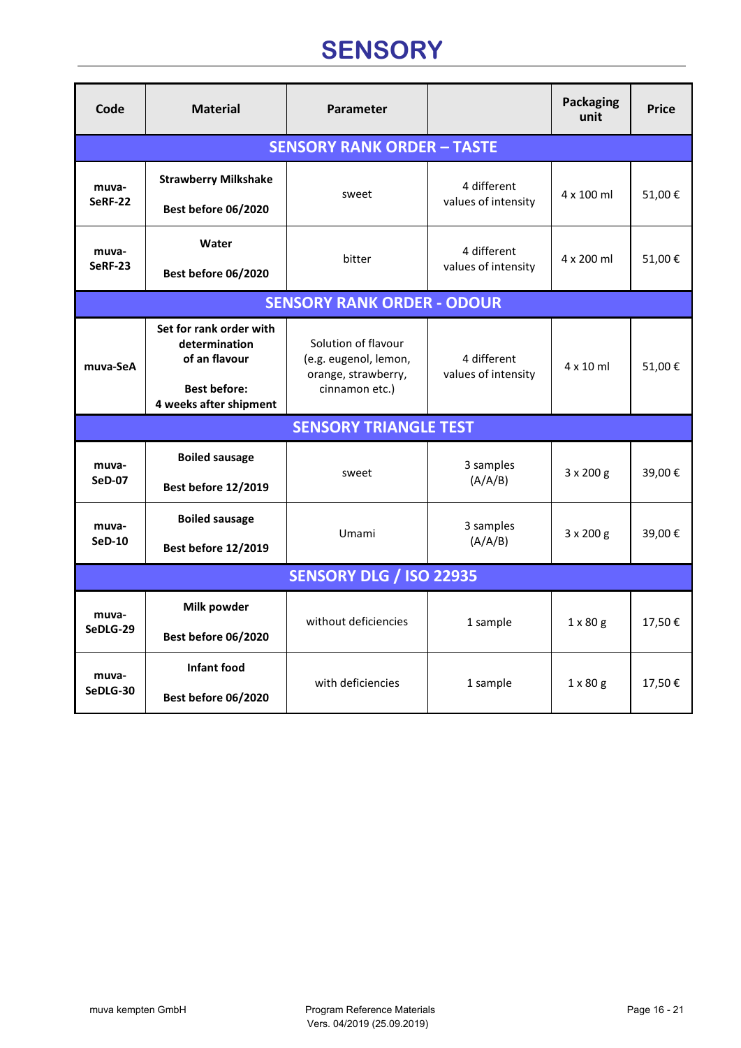# SENSORY

| Code | Material | Parameter | | Packaging unit | Price |
|---|---|---|---|---|---|
| **SENSORY RANK ORDER – TASTE** | | | | | |
| **muva-SeRF-22** | **Strawberry Milkshake**<br><br>**Best before 06/2020** | sweet | 4 different values of intensity | 4 x 100 ml | 51,00 € |
| **muva-SeRF-23** | **Water**<br><br>**Best before 06/2020** | bitter | 4 different values of intensity | 4 x 200 ml | 51,00 € |
| **SENSORY RANK ORDER - ODOUR** | | | | | |
| **muva-SeA** | **Set for rank order with determination of an flavour**<br><br>**Best before: 4 weeks after shipment** | Solution of flavour (e.g. eugenol, lemon, orange, strawberry, cinnamon etc.) | 4 different values of intensity | 4 x 10 ml | 51,00 € |
| **SENSORY TRIANGLE TEST** | | | | | |
| **muva-SeD-07** | **Boiled sausage**<br><br>**Best before 12/2019** | sweet | 3 samples (A/A/B) | 3 x 200 g | 39,00 € |
| **muva-SeD-10** | **Boiled sausage**<br><br>**Best before 12/2019** | Umami | 3 samples (A/A/B) | 3 x 200 g | 39,00 € |
| **SENSORY DLG / ISO 22935** | | | | | |
| **muva-SeDLG-29** | **Milk powder**<br><br>**Best before 06/2020** | without deficiencies | 1 sample | 1 x 80 g | 17,50 € |
| **muva-SeDLG-30** | **Infant food**<br><br>**Best before 06/2020** | with deficiencies | 1 sample | 1 x 80 g | 17,50 € |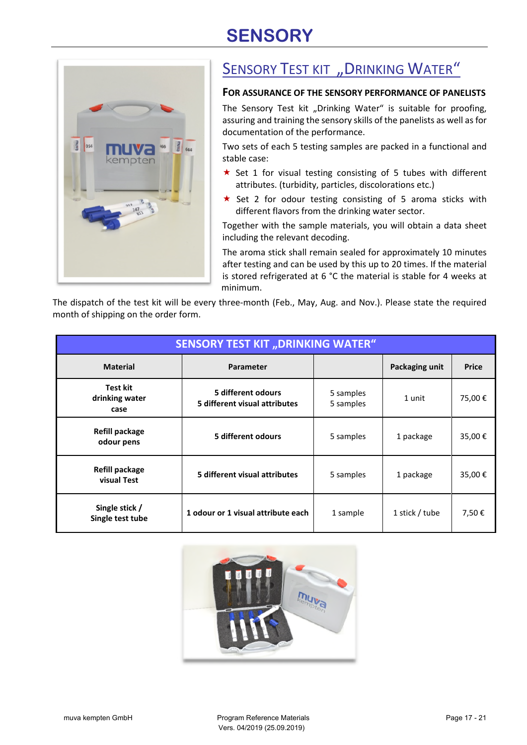# SENSORY

## Sensory Test kit „Drinking Water"

### For assurance of the sensory performance of panelists

The Sensory Test kit „Drinking Water" is suitable for proofing, assuring and training the sensory skills of the panelists as well as for documentation of the performance.

Two sets of each 5 testing samples are packed in a functional and stable case:

- ★ Set 1 for visual testing consisting of 5 tubes with different attributes. (turbidity, particles, discolorations etc.)
- ★ Set 2 for odour testing consisting of 5 aroma sticks with different flavors from the drinking water sector.

Together with the sample materials, you will obtain a data sheet including the relevant decoding.

The aroma stick shall remain sealed for approximately 10 minutes after testing and can be used by this up to 20 times. If the material is stored refrigerated at 6 °C the material is stable for 4 weeks at minimum.

The dispatch of the test kit will be every three-month (Feb., May, Aug. and Nov.). Please state the required month of shipping on the order form.

| SENSORY TEST KIT „DRINKING WATER" | | | | |
|---|---|---|---|---|
| **Material** | **Parameter** | | **Packaging unit** | **Price** |
| **Test kit drinking water case** | **5 different odours**<br>**5 different visual attributes** | 5 samples<br>5 samples | 1 unit | 75,00 € |
| **Refill package odour pens** | **5 different odours** | 5 samples | 1 package | 35,00 € |
| **Refill package visual Test** | **5 different visual attributes** | 5 samples | 1 package | 35,00 € |
| **Single stick / Single test tube** | **1 odour or 1 visual attribute each** | 1 sample | 1 stick / tube | 7,50 € |

muva kempten GmbH

Program Reference Materials
Vers. 04/2019 (25.09.2019)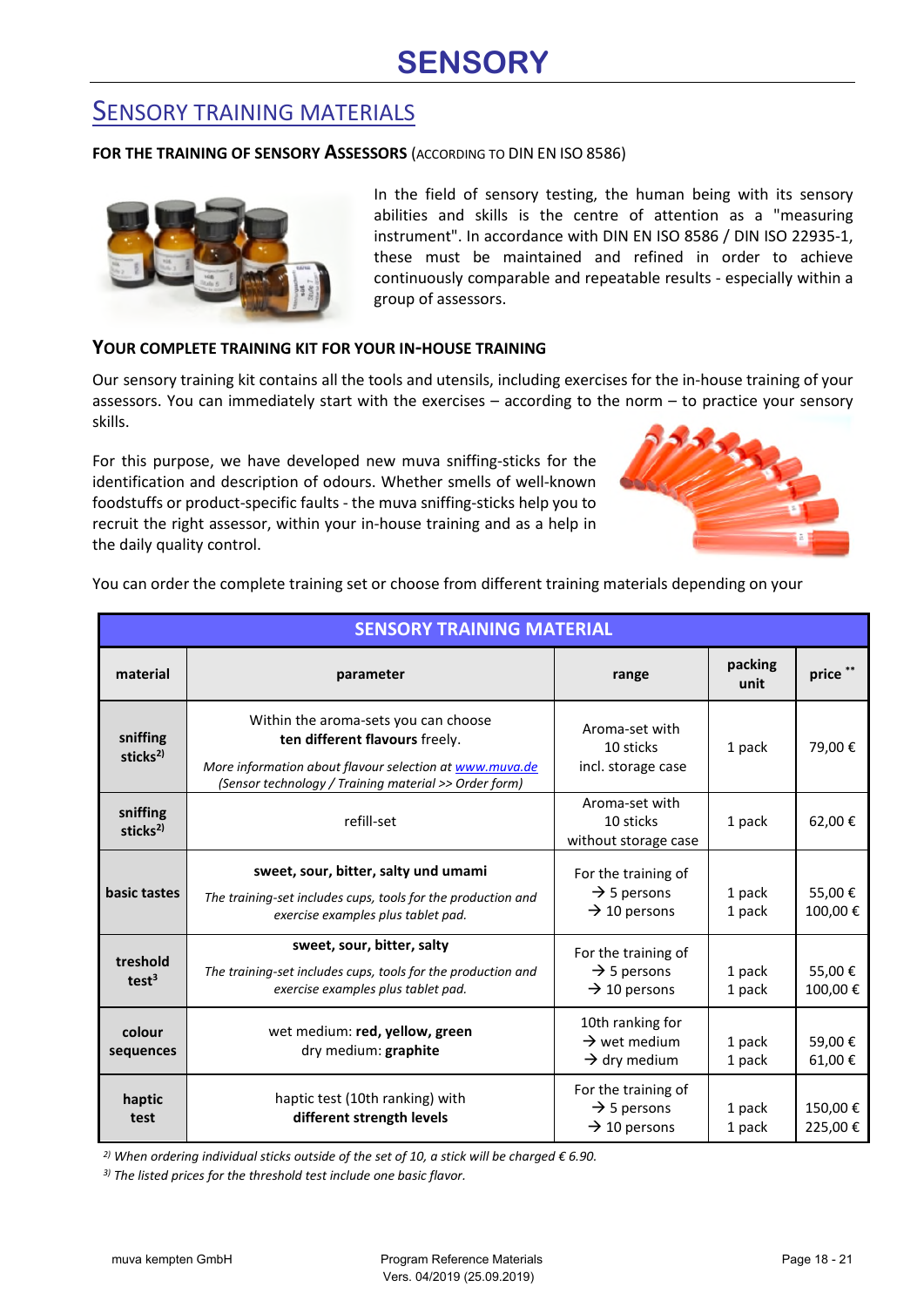# SENSORY

## Sensory Training Materials

### For the Training of Sensory Assessors (according to DIN EN ISO 8586)

In the field of sensory testing, the human being with its sensory abilities and skills is the centre of attention as a "measuring instrument". In accordance with DIN EN ISO 8586 / DIN ISO 22935-1, these must be maintained and refined in order to achieve continuously comparable and repeatable results - especially within a group of assessors.

### Your Complete Training Kit for Your In-House Training

Our sensory training kit contains all the tools and utensils, including exercises for the in-house training of your assessors. You can immediately start with the exercises – according to the norm – to practice your sensory skills.

For this purpose, we have developed new muva sniffing-sticks for the identification and description of odours. Whether smells of well-known foodstuffs or product-specific faults - the muva sniffing-sticks help you to recruit the right assessor, within your in-house training and as a help in the daily quality control.

You can order the complete training set or choose from different training materials depending on your

| SENSORY TRAINING MATERIAL | | | | |
|---|---|---|---|---|
| **material** | **parameter** | **range** | **packing unit** | **price \*\*** |
| **sniffing sticks[2)]** | Within the aroma-sets you can choose **ten different flavours** freely. *More information about flavour selection at www.muva.de (Sensor technology / Training material >> Order form)* | Aroma-set with 10 sticks incl. storage case | 1 pack | 79,00 € |
| **sniffing sticks[2)]** | refill-set | Aroma-set with 10 sticks without storage case | 1 pack | 62,00 € |
| **basic tastes** | **sweet, sour, bitter, salty und umami** *The training-set includes cups, tools for the production and exercise examples plus tablet pad.* | For the training of → 5 persons → 10 persons | 1 pack 1 pack | 55,00 € 100,00 € |
| **treshold test[3]** | **sweet, sour, bitter, salty** *The training-set includes cups, tools for the production and exercise examples plus tablet pad.* | For the training of → 5 persons → 10 persons | 1 pack 1 pack | 55,00 € 100,00 € |
| **colour sequences** | wet medium: **red, yellow, green** dry medium: **graphite** | 10th ranking for → wet medium → dry medium | 1 pack 1 pack | 59,00 € 61,00 € |
| **haptic test** | haptic test (10th ranking) with **different strength levels** | For the training of → 5 persons → 10 persons | 1 pack 1 pack | 150,00 € 225,00 € |

*[2)] When ordering individual sticks outside of the set of 10, a stick will be charged € 6.90.*

*[3)] The listed prices for the threshold test include one basic flavor.*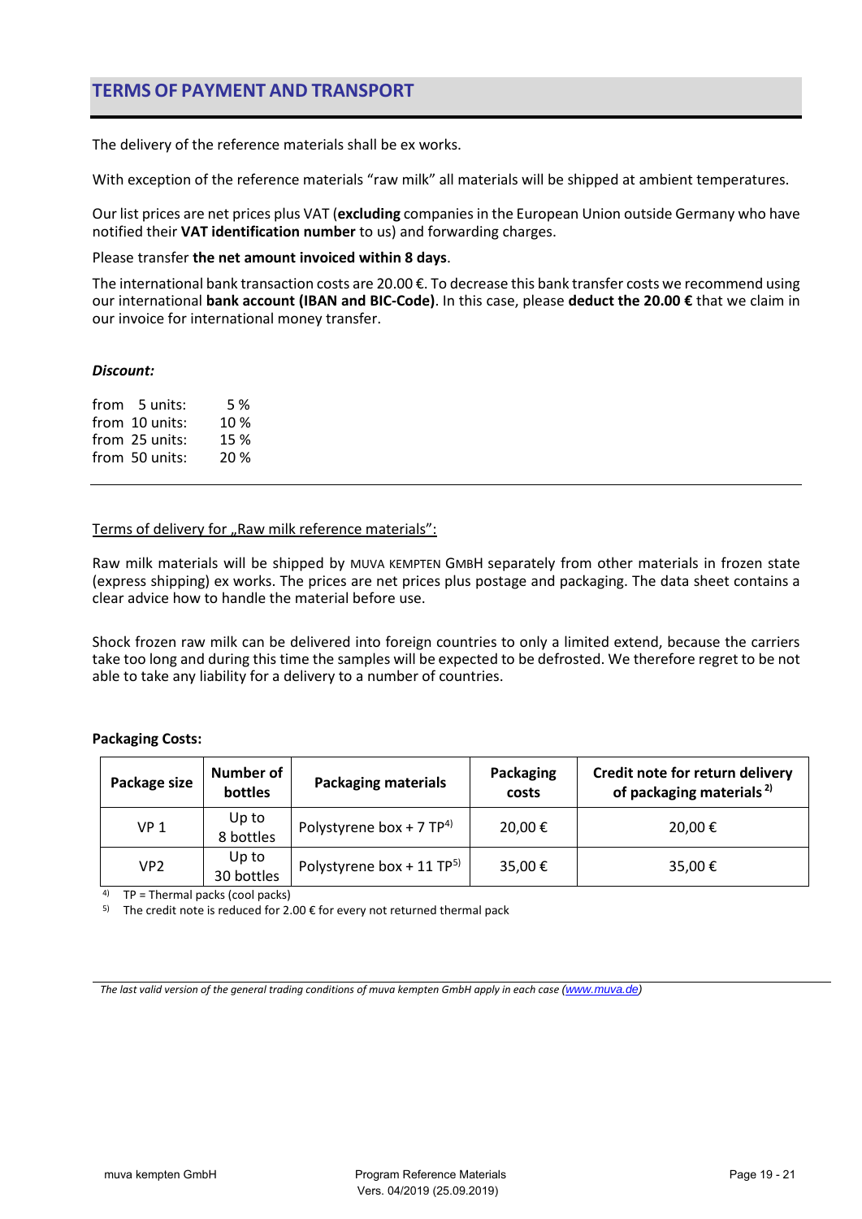## TERMS OF PAYMENT AND TRANSPORT

The delivery of the reference materials shall be ex works.

With exception of the reference materials "raw milk" all materials will be shipped at ambient temperatures.

Our list prices are net prices plus VAT (**excluding** companies in the European Union outside Germany who have notified their **VAT identification number** to us) and forwarding charges.

Please transfer **the net amount invoiced within 8 days**.

The international bank transaction costs are 20.00 €. To decrease this bank transfer costs we recommend using our international **bank account (IBAN and BIC-Code)**. In this case, please **deduct the 20.00 €** that we claim in our invoice for international money transfer.

***Discount:***

| | |
|---|---|
| from 5 units: | 5 % |
| from 10 units: | 10 % |
| from 25 units: | 15 % |
| from 50 units: | 20 % |

---

Terms of delivery for „Raw milk reference materials":

Raw milk materials will be shipped by MUVA KEMPTEN GMBH separately from other materials in frozen state (express shipping) ex works. The prices are net prices plus postage and packaging. The data sheet contains a clear advice how to handle the material before use.

Shock frozen raw milk can be delivered into foreign countries to only a limited extend, because the carriers take too long and during this time the samples will be expected to be defrosted. We therefore regret to be not able to take any liability for a delivery to a number of countries.

**Packaging Costs:**

| Package size | Number of bottles | Packaging materials | Packaging costs | Credit note for return delivery of packaging materials [2)] |
|---|---|---|---|---|
| VP 1 | Up to 8 bottles | Polystyrene box + 7 TP[4)] | 20,00 € | 20,00 € |
| VP2 | Up to 30 bottles | Polystyrene box + 11 TP[5)] | 35,00 € | 35,00 € |

[4)] TP = Thermal packs (cool packs)

[5)] The credit note is reduced for 2.00 € for every not returned thermal pack

*The last valid version of the general trading conditions of muva kempten GmbH apply in each case (www.muva.de)*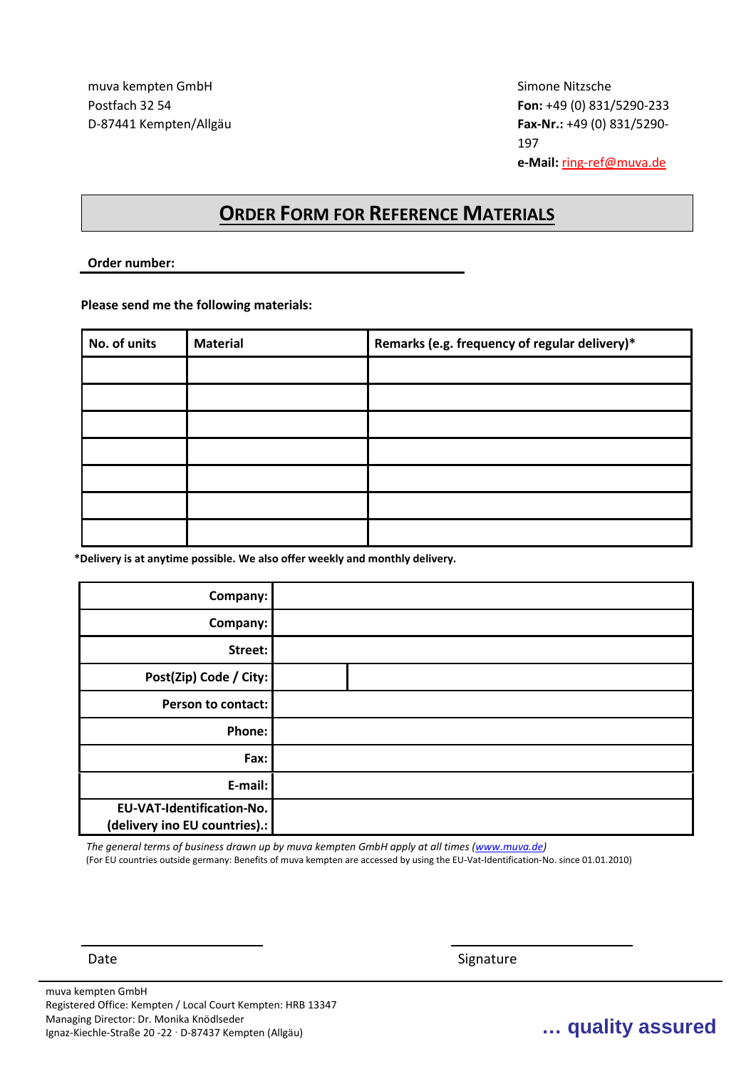muva kempten GmbH
Postfach 32 54
D-87441 Kempten/Allgäu

Simone Nitzsche
**Fon:** +49 (0) 831/5290-233
**Fax-Nr.:** +49 (0) 831/5290-197
**e-Mail:** ring-ref@muva.de

# ORDER FORM FOR REFERENCE MATERIALS

**Order number:** ______________________________

**Please send me the following materials:**

| No. of units | Material | Remarks (e.g. frequency of regular delivery)* |
|---|---|---|
| | | |
| | | |
| | | |
| | | |
| | | |
| | | |
| | | |

**\*Delivery is at anytime possible. We also offer weekly and monthly delivery.**

| | | |
|---|---|---|
| **Company:** | | |
| **Company:** | | |
| **Street:** | | |
| **Post(Zip) Code / City:** | | |
| **Person to contact:** | | |
| **Phone:** | | |
| **Fax:** | | |
| **E-mail:** | | |
| **EU-VAT-Identification-No. (delivery ino EU countries).:** | | |

*The general terms of business drawn up by muva kempten GmbH apply at all times (www.muva.de)*
(For EU countries outside germany: Benefits of muva kempten are accessed by using the EU-Vat-Identification-No. since 01.01.2010)

______________________ ______________________
Date Signature

muva kempten GmbH
Registered Office: Kempten / Local Court Kempten: HRB 13347
Managing Director: Dr. Monika Knödlseder
Ignaz-Kiechle-Straße 20 -22 · D-87437 Kempten (Allgäu)

**… quality assured**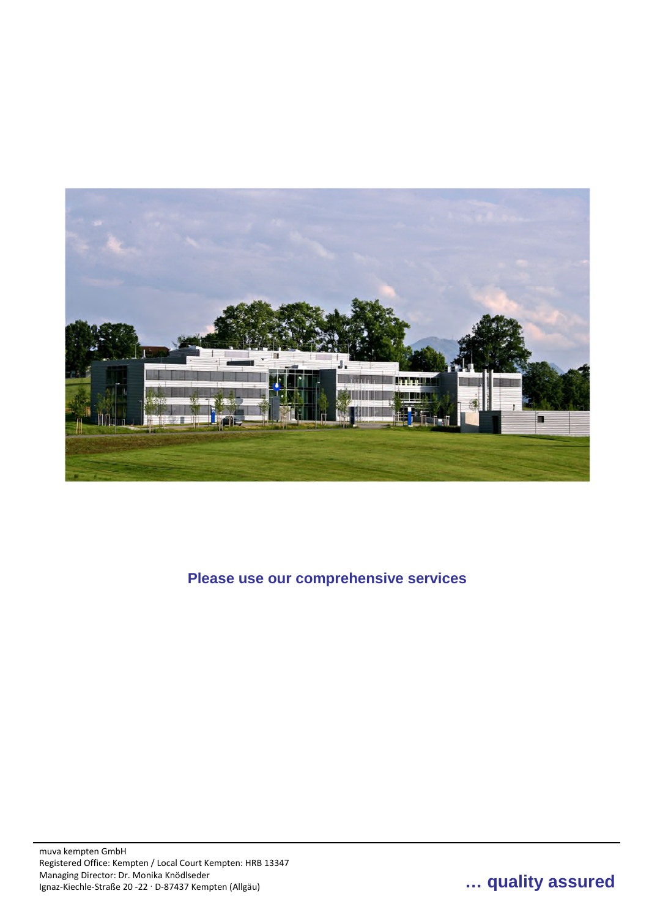**Please use our comprehensive services**

muva kempten GmbH
Registered Office: Kempten / Local Court Kempten: HRB 13347
Managing Director: Dr. Monika Knödlseder
Ignaz-Kiechle-Straße 20 -22 · D-87437 Kempten (Allgäu)

**… quality assured**